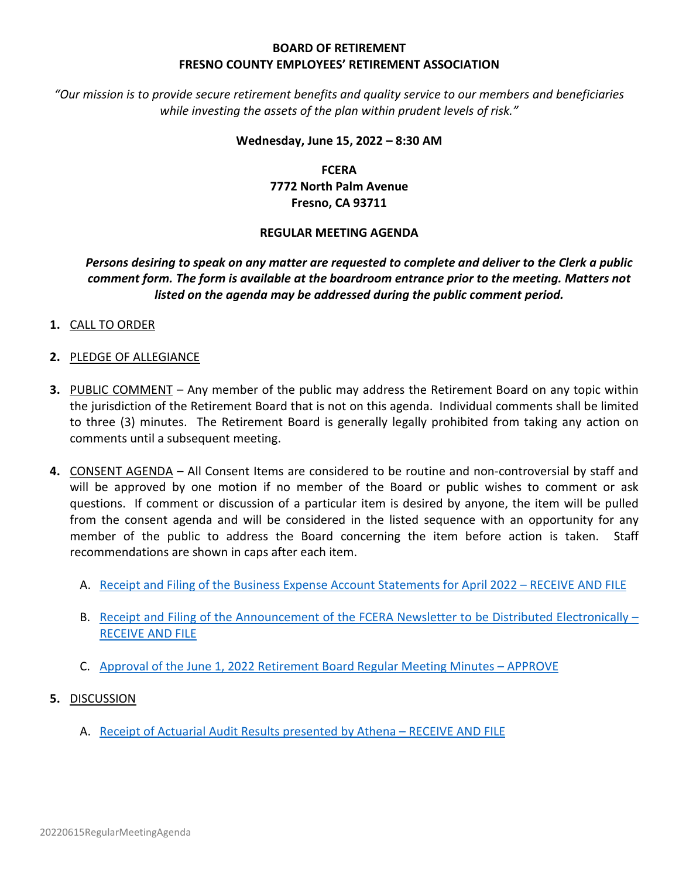**BOARD OF RETIREMENT**
**FRESNO COUNTY EMPLOYEES' RETIREMENT ASSOCIATION**

*"Our mission is to provide secure retirement benefits and quality service to our members and beneficiaries while investing the assets of the plan within prudent levels of risk."*

**Wednesday, June 15, 2022 – 8:30 AM**

**FCERA**
**7772 North Palm Avenue**
**Fresno, CA 93711**

**REGULAR MEETING AGENDA**

***Persons desiring to speak on any matter are requested to complete and deliver to the Clerk a public comment form. The form is available at the boardroom entrance prior to the meeting. Matters not listed on the agenda may be addressed during the public comment period.***

**1.** CALL TO ORDER

**2.** PLEDGE OF ALLEGIANCE

**3.** PUBLIC COMMENT – Any member of the public may address the Retirement Board on any topic within the jurisdiction of the Retirement Board that is not on this agenda. Individual comments shall be limited to three (3) minutes. The Retirement Board is generally legally prohibited from taking any action on comments until a subsequent meeting.

**4.** CONSENT AGENDA – All Consent Items are considered to be routine and non-controversial by staff and will be approved by one motion if no member of the Board or public wishes to comment or ask questions. If comment or discussion of a particular item is desired by anyone, the item will be pulled from the consent agenda and will be considered in the listed sequence with an opportunity for any member of the public to address the Board concerning the item before action is taken. Staff recommendations are shown in caps after each item.

   A. Receipt and Filing of the Business Expense Account Statements for April 2022 – RECEIVE AND FILE

   B. Receipt and Filing of the Announcement of the FCERA Newsletter to be Distributed Electronically – RECEIVE AND FILE

   C. Approval of the June 1, 2022 Retirement Board Regular Meeting Minutes – APPROVE

**5.** DISCUSSION

   A. Receipt of Actuarial Audit Results presented by Athena – RECEIVE AND FILE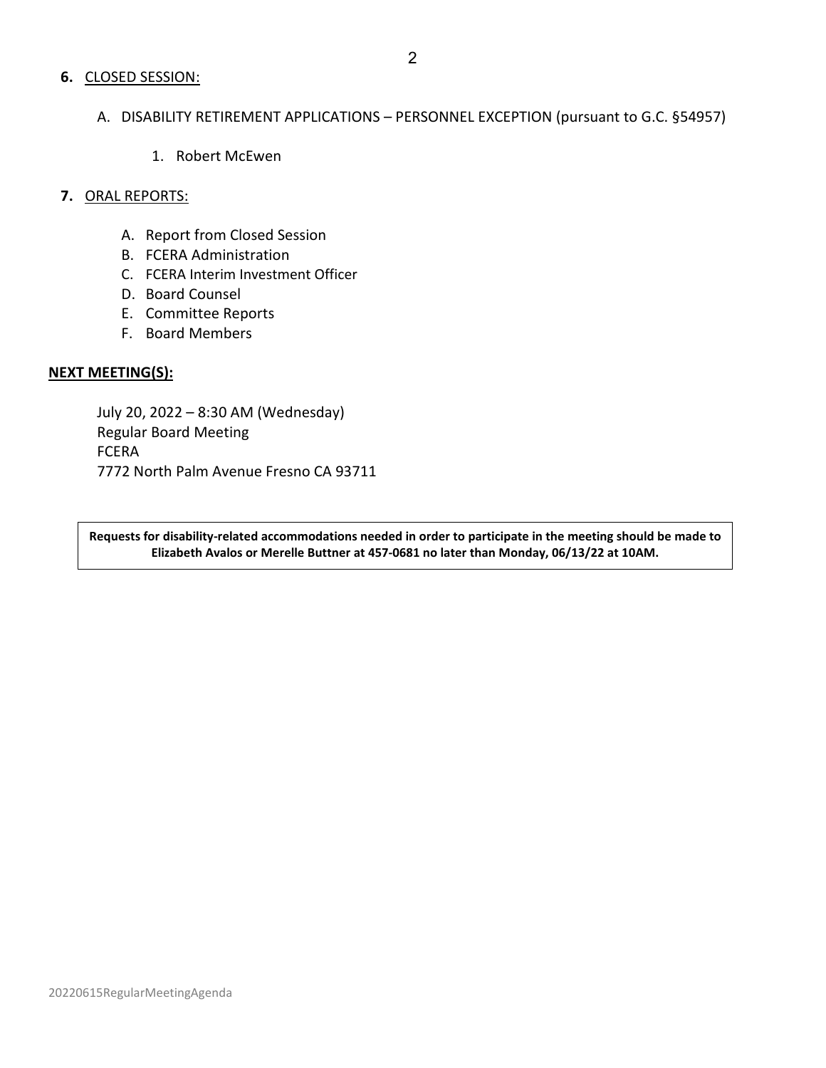**6.** <u>CLOSED SESSION:</u>

A. DISABILITY RETIREMENT APPLICATIONS – PERSONNEL EXCEPTION (pursuant to G.C. §54957)

1. Robert McEwen

**7.** <u>ORAL REPORTS:</u>

A. Report from Closed Session
B. FCERA Administration
C. FCERA Interim Investment Officer
D. Board Counsel
E. Committee Reports
F. Board Members

**NEXT MEETING(S):**

July 20, 2022 – 8:30 AM (Wednesday)
Regular Board Meeting
FCERA
7772 North Palm Avenue Fresno CA 93711

**Requests for disability-related accommodations needed in order to participate in the meeting should be made to Elizabeth Avalos or Merelle Buttner at 457-0681 no later than Monday, 06/13/22 at 10AM.**